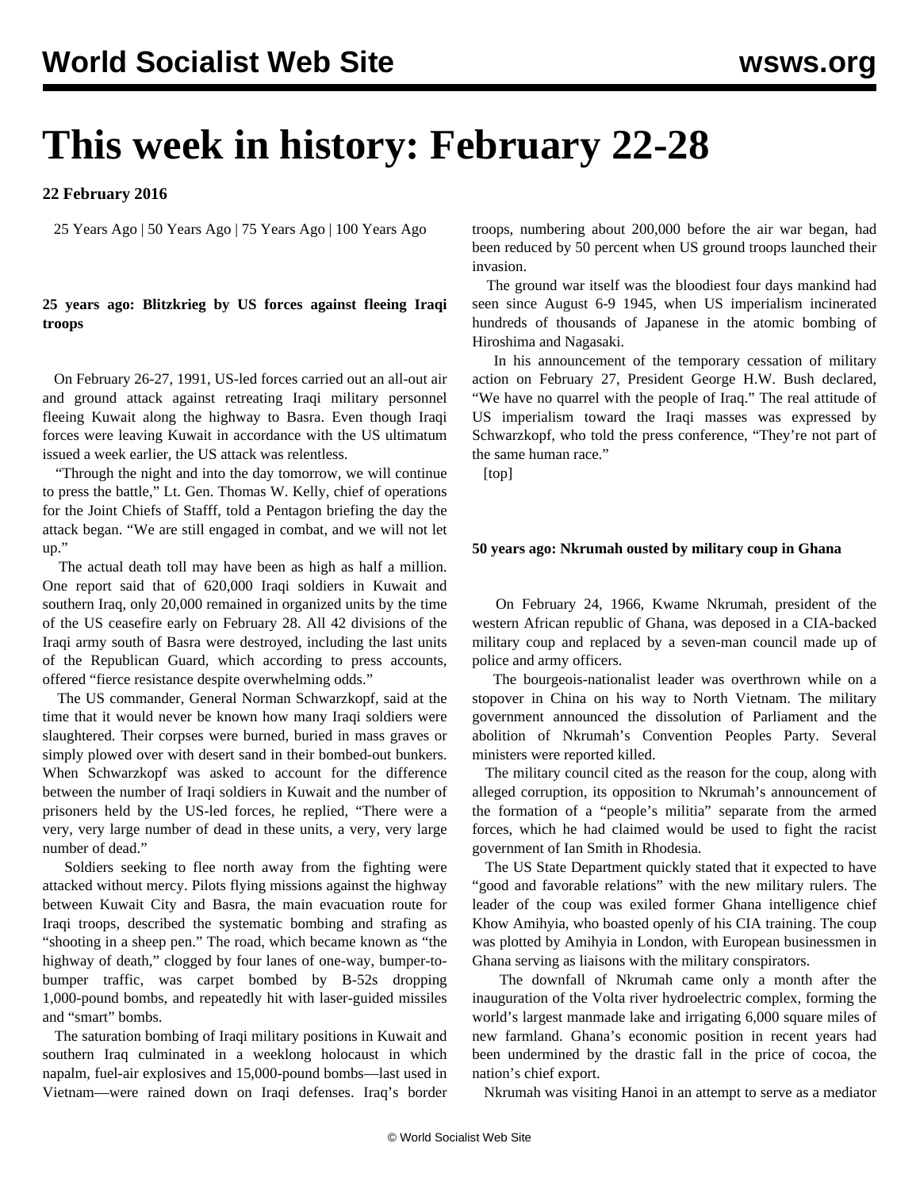# This week in history: February 22-28

**22 February 2016**

25 Years Ago | 50 Years Ago | 75 Years Ago | 100 Years Ago

**25 years ago: Blitzkrieg by US forces against fleeing Iraqi troops**

On February 26-27, 1991, US-led forces carried out an all-out air and ground attack against retreating Iraqi military personnel fleeing Kuwait along the highway to Basra. Even though Iraqi forces were leaving Kuwait in accordance with the US ultimatum issued a week earlier, the US attack was relentless.

"Through the night and into the day tomorrow, we will continue to press the battle," Lt. Gen. Thomas W. Kelly, chief of operations for the Joint Chiefs of Stafff, told a Pentagon briefing the day the attack began. "We are still engaged in combat, and we will not let up."

The actual death toll may have been as high as half a million. One report said that of 620,000 Iraqi soldiers in Kuwait and southern Iraq, only 20,000 remained in organized units by the time of the US ceasefire early on February 28. All 42 divisions of the Iraqi army south of Basra were destroyed, including the last units of the Republican Guard, which according to press accounts, offered "fierce resistance despite overwhelming odds."

The US commander, General Norman Schwarzkopf, said at the time that it would never be known how many Iraqi soldiers were slaughtered. Their corpses were burned, buried in mass graves or simply plowed over with desert sand in their bombed-out bunkers. When Schwarzkopf was asked to account for the difference between the number of Iraqi soldiers in Kuwait and the number of prisoners held by the US-led forces, he replied, "There were a very, very large number of dead in these units, a very, very large number of dead."

Soldiers seeking to flee north away from the fighting were attacked without mercy. Pilots flying missions against the highway between Kuwait City and Basra, the main evacuation route for Iraqi troops, described the systematic bombing and strafing as "shooting in a sheep pen." The road, which became known as "the highway of death," clogged by four lanes of one-way, bumper-to-bumper traffic, was carpet bombed by B-52s dropping 1,000-pound bombs, and repeatedly hit with laser-guided missiles and "smart" bombs.

The saturation bombing of Iraqi military positions in Kuwait and southern Iraq culminated in a weeklong holocaust in which napalm, fuel-air explosives and 15,000-pound bombs—last used in Vietnam—were rained down on Iraqi defenses. Iraq's border troops, numbering about 200,000 before the air war began, had been reduced by 50 percent when US ground troops launched their invasion.

The ground war itself was the bloodiest four days mankind had seen since August 6-9 1945, when US imperialism incinerated hundreds of thousands of Japanese in the atomic bombing of Hiroshima and Nagasaki.

In his announcement of the temporary cessation of military action on February 27, President George H.W. Bush declared, "We have no quarrel with the people of Iraq." The real attitude of US imperialism toward the Iraqi masses was expressed by Schwarzkopf, who told the press conference, "They're not part of the same human race."

[top]

**50 years ago: Nkrumah ousted by military coup in Ghana**

On February 24, 1966, Kwame Nkrumah, president of the western African republic of Ghana, was deposed in a CIA-backed military coup and replaced by a seven-man council made up of police and army officers.

The bourgeois-nationalist leader was overthrown while on a stopover in China on his way to North Vietnam. The military government announced the dissolution of Parliament and the abolition of Nkrumah's Convention Peoples Party. Several ministers were reported killed.

The military council cited as the reason for the coup, along with alleged corruption, its opposition to Nkrumah's announcement of the formation of a "people's militia" separate from the armed forces, which he had claimed would be used to fight the racist government of Ian Smith in Rhodesia.

The US State Department quickly stated that it expected to have "good and favorable relations" with the new military rulers. The leader of the coup was exiled former Ghana intelligence chief Khow Amihyia, who boasted openly of his CIA training. The coup was plotted by Amihyia in London, with European businessmen in Ghana serving as liaisons with the military conspirators.

The downfall of Nkrumah came only a month after the inauguration of the Volta river hydroelectric complex, forming the world's largest manmade lake and irrigating 6,000 square miles of new farmland. Ghana's economic position in recent years had been undermined by the drastic fall in the price of cocoa, the nation's chief export.

Nkrumah was visiting Hanoi in an attempt to serve as a mediator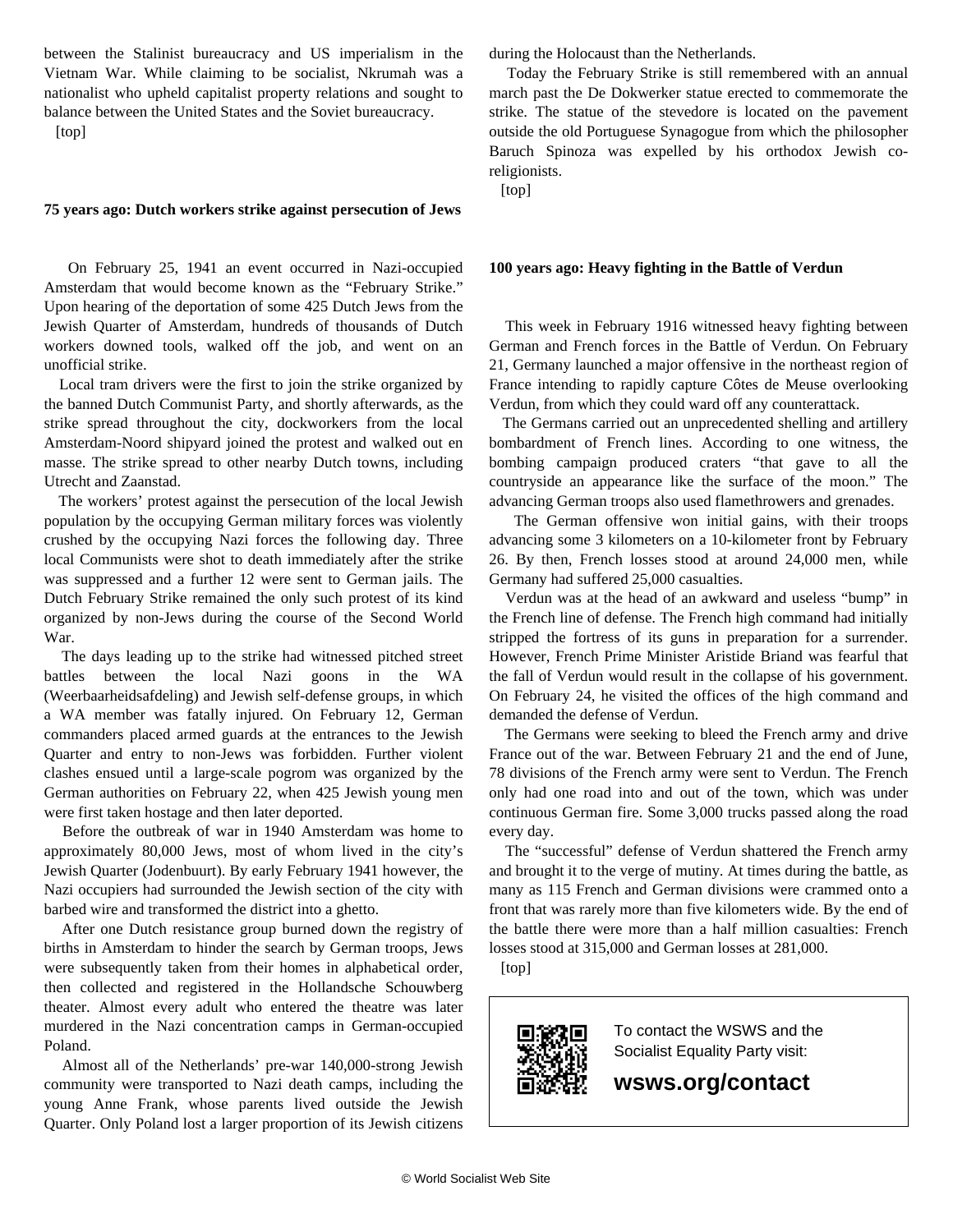between the Stalinist bureaucracy and US imperialism in the Vietnam War. While claiming to be socialist, Nkrumah was a nationalist who upheld capitalist property relations and sought to balance between the United States and the Soviet bureaucracy.

[top]

**75 years ago: Dutch workers strike against persecution of Jews**

On February 25, 1941 an event occurred in Nazi-occupied Amsterdam that would become known as the "February Strike." Upon hearing of the deportation of some 425 Dutch Jews from the Jewish Quarter of Amsterdam, hundreds of thousands of Dutch workers downed tools, walked off the job, and went on an unofficial strike.

Local tram drivers were the first to join the strike organized by the banned Dutch Communist Party, and shortly afterwards, as the strike spread throughout the city, dockworkers from the local Amsterdam-Noord shipyard joined the protest and walked out en masse. The strike spread to other nearby Dutch towns, including Utrecht and Zaanstad.

The workers' protest against the persecution of the local Jewish population by the occupying German military forces was violently crushed by the occupying Nazi forces the following day. Three local Communists were shot to death immediately after the strike was suppressed and a further 12 were sent to German jails. The Dutch February Strike remained the only such protest of its kind organized by non-Jews during the course of the Second World War.

The days leading up to the strike had witnessed pitched street battles between the local Nazi goons in the WA (Weerbaarheidsafdeling) and Jewish self-defense groups, in which a WA member was fatally injured. On February 12, German commanders placed armed guards at the entrances to the Jewish Quarter and entry to non-Jews was forbidden. Further violent clashes ensued until a large-scale pogrom was organized by the German authorities on February 22, when 425 Jewish young men were first taken hostage and then later deported.

Before the outbreak of war in 1940 Amsterdam was home to approximately 80,000 Jews, most of whom lived in the city's Jewish Quarter (Jodenbuurt). By early February 1941 however, the Nazi occupiers had surrounded the Jewish section of the city with barbed wire and transformed the district into a ghetto.

After one Dutch resistance group burned down the registry of births in Amsterdam to hinder the search by German troops, Jews were subsequently taken from their homes in alphabetical order, then collected and registered in the Hollandsche Schouwberg theater. Almost every adult who entered the theatre was later murdered in the Nazi concentration camps in German-occupied Poland.

Almost all of the Netherlands' pre-war 140,000-strong Jewish community were transported to Nazi death camps, including the young Anne Frank, whose parents lived outside the Jewish Quarter. Only Poland lost a larger proportion of its Jewish citizens during the Holocaust than the Netherlands.

Today the February Strike is still remembered with an annual march past the De Dokwerker statue erected to commemorate the strike. The statue of the stevedore is located on the pavement outside the old Portuguese Synagogue from which the philosopher Baruch Spinoza was expelled by his orthodox Jewish co-religionists.

[top]

**100 years ago: Heavy fighting in the Battle of Verdun**

This week in February 1916 witnessed heavy fighting between German and French forces in the Battle of Verdun. On February 21, Germany launched a major offensive in the northeast region of France intending to rapidly capture Côtes de Meuse overlooking Verdun, from which they could ward off any counterattack.

The Germans carried out an unprecedented shelling and artillery bombardment of French lines. According to one witness, the bombing campaign produced craters "that gave to all the countryside an appearance like the surface of the moon." The advancing German troops also used flamethrowers and grenades.

The German offensive won initial gains, with their troops advancing some 3 kilometers on a 10-kilometer front by February 26. By then, French losses stood at around 24,000 men, while Germany had suffered 25,000 casualties.

Verdun was at the head of an awkward and useless "bump" in the French line of defense. The French high command had initially stripped the fortress of its guns in preparation for a surrender. However, French Prime Minister Aristide Briand was fearful that the fall of Verdun would result in the collapse of his government. On February 24, he visited the offices of the high command and demanded the defense of Verdun.

The Germans were seeking to bleed the French army and drive France out of the war. Between February 21 and the end of June, 78 divisions of the French army were sent to Verdun. The French only had one road into and out of the town, which was under continuous German fire. Some 3,000 trucks passed along the road every day.

The "successful" defense of Verdun shattered the French army and brought it to the verge of mutiny. At times during the battle, as many as 115 French and German divisions were crammed onto a front that was rarely more than five kilometers wide. By the end of the battle there were more than a half million casualties: French losses stood at 315,000 and German losses at 281,000.

[top]

To contact the WSWS and the Socialist Equality Party visit:

**wsws.org/contact**